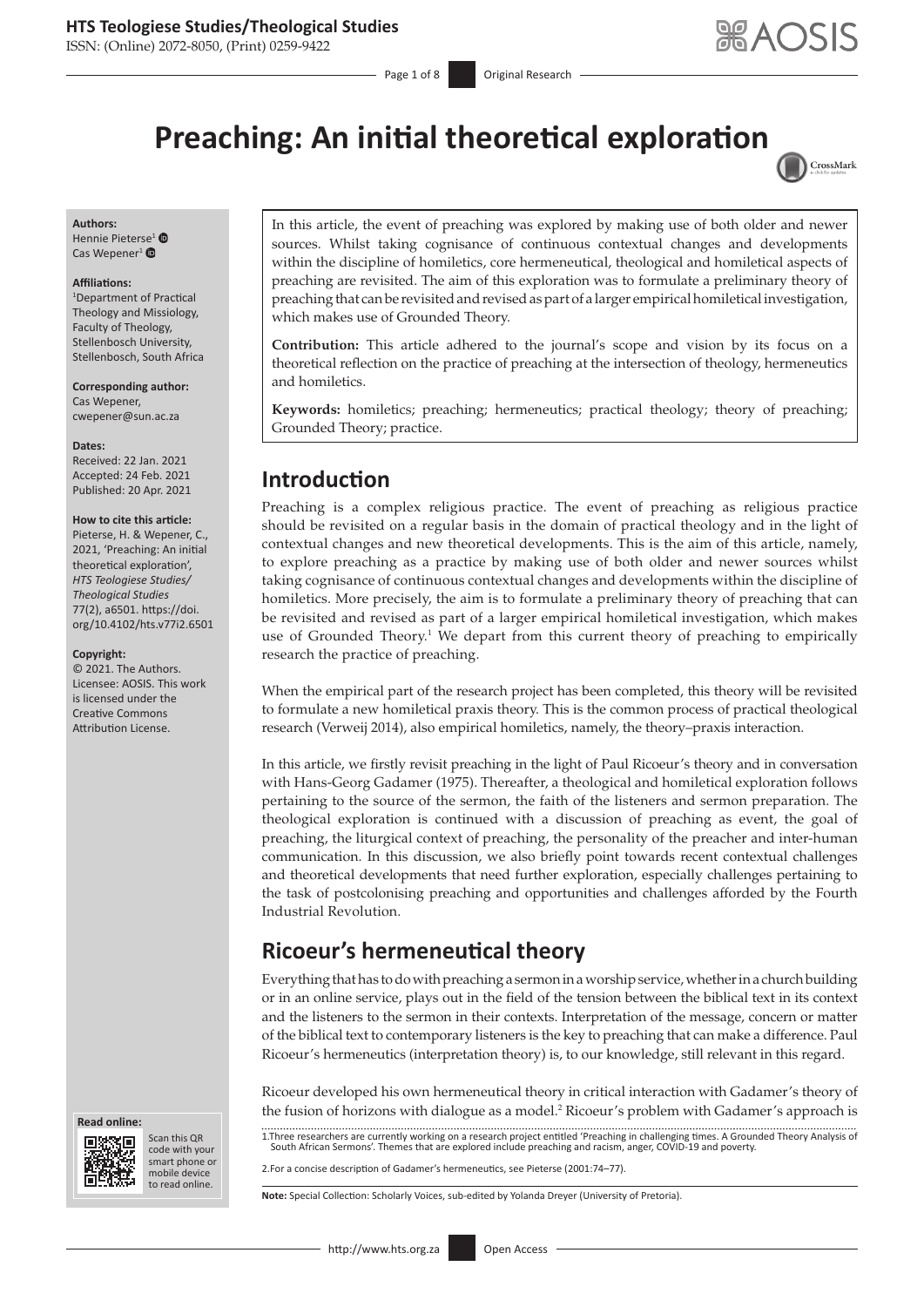# Preaching: An initial theoretical exploration

**Authors:**
Hennie Pieterse[1]
Cas Wepener[1]

**Affiliations:**
[1]Department of Practical Theology and Missiology, Faculty of Theology, Stellenbosch University, Stellenbosch, South Africa

**Corresponding author:**
Cas Wepener,
cwepener@sun.ac.za

**Dates:**
Received: 22 Jan. 2021
Accepted: 24 Feb. 2021
Published: 20 Apr. 2021

**How to cite this article:**
Pieterse, H. & Wepener, C., 2021, 'Preaching: An initial theoretical exploration', *HTS Teologiese Studies/ Theological Studies* 77(2), a6501. https://doi.org/10.4102/hts.v77i2.6501

**Copyright:**
© 2021. The Authors. Licensee: AOSIS. This work is licensed under the Creative Commons Attribution License.

In this article, the event of preaching was explored by making use of both older and newer sources. Whilst taking cognisance of continuous contextual changes and developments within the discipline of homiletics, core hermeneutical, theological and homiletical aspects of preaching are revisited. The aim of this exploration was to formulate a preliminary theory of preaching that can be revisited and revised as part of a larger empirical homiletical investigation, which makes use of Grounded Theory.

**Contribution:** This article adhered to the journal's scope and vision by its focus on a theoretical reflection on the practice of preaching at the intersection of theology, hermeneutics and homiletics.

**Keywords:** homiletics; preaching; hermeneutics; practical theology; theory of preaching; Grounded Theory; practice.

## Introduction

Preaching is a complex religious practice. The event of preaching as religious practice should be revisited on a regular basis in the domain of practical theology and in the light of contextual changes and new theoretical developments. This is the aim of this article, namely, to explore preaching as a practice by making use of both older and newer sources whilst taking cognisance of continuous contextual changes and developments within the discipline of homiletics. More precisely, the aim is to formulate a preliminary theory of preaching that can be revisited and revised as part of a larger empirical homiletical investigation, which makes use of Grounded Theory.[1] We depart from this current theory of preaching to empirically research the practice of preaching.

When the empirical part of the research project has been completed, this theory will be revisited to formulate a new homiletical praxis theory. This is the common process of practical theological research (Verweij 2014), also empirical homiletics, namely, the theory–praxis interaction.

In this article, we firstly revisit preaching in the light of Paul Ricoeur's theory and in conversation with Hans-Georg Gadamer (1975). Thereafter, a theological and homiletical exploration follows pertaining to the source of the sermon, the faith of the listeners and sermon preparation. The theological exploration is continued with a discussion of preaching as event, the goal of preaching, the liturgical context of preaching, the personality of the preacher and inter-human communication. In this discussion, we also briefly point towards recent contextual challenges and theoretical developments that need further exploration, especially challenges pertaining to the task of postcolonising preaching and opportunities and challenges afforded by the Fourth Industrial Revolution.

## Ricoeur's hermeneutical theory

Everything that has to do with preaching a sermon in a worship service, whether in a church building or in an online service, plays out in the field of the tension between the biblical text in its context and the listeners to the sermon in their contexts. Interpretation of the message, concern or matter of the biblical text to contemporary listeners is the key to preaching that can make a difference. Paul Ricoeur's hermeneutics (interpretation theory) is, to our knowledge, still relevant in this regard.

Ricoeur developed his own hermeneutical theory in critical interaction with Gadamer's theory of the fusion of horizons with dialogue as a model.[2] Ricoeur's problem with Gadamer's approach is

1.Three researchers are currently working on a research project entitled 'Preaching in challenging times. A Grounded Theory Analysis of South African Sermons'. Themes that are explored include preaching and racism, anger, COVID-19 and poverty.

2.For a concise description of Gadamer's hermeneutics, see Pieterse (2001:74–77).

**Note:** Special Collection: Scholarly Voices, sub-edited by Yolanda Dreyer (University of Pretoria).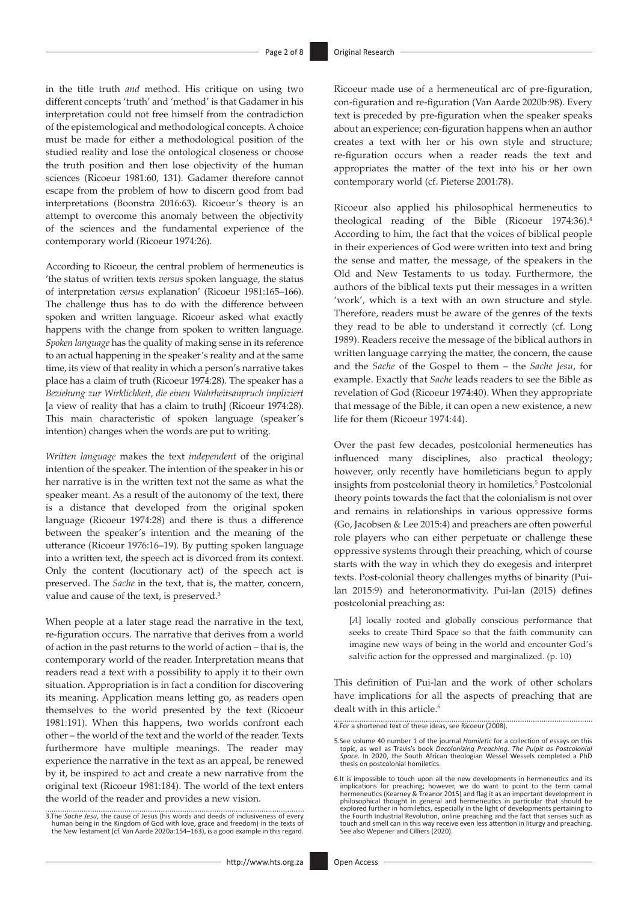in the title truth *and* method. His critique on using two different concepts 'truth' and 'method' is that Gadamer in his interpretation could not free himself from the contradiction of the epistemological and methodological concepts. A choice must be made for either a methodological position of the studied reality and lose the ontological closeness or choose the truth position and then lose objectivity of the human sciences (Ricoeur 1981:60, 131). Gadamer therefore cannot escape from the problem of how to discern good from bad interpretations (Boonstra 2016:63). Ricoeur's theory is an attempt to overcome this anomaly between the objectivity of the sciences and the fundamental experience of the contemporary world (Ricoeur 1974:26).

According to Ricoeur, the central problem of hermeneutics is 'the status of written texts *versus* spoken language, the status of interpretation *versus* explanation' (Ricoeur 1981:165–166). The challenge thus has to do with the difference between spoken and written language. Ricoeur asked what exactly happens with the change from spoken to written language. *Spoken language* has the quality of making sense in its reference to an actual happening in the speaker's reality and at the same time, its view of that reality in which a person's narrative takes place has a claim of truth (Ricoeur 1974:28). The speaker has a *Beziehung zur Wirklichkeit, die einen Wahrheitsanspruch impliziert* [a view of reality that has a claim to truth] (Ricoeur 1974:28). This main characteristic of spoken language (speaker's intention) changes when the words are put to writing.

*Written language* makes the text *independent* of the original intention of the speaker. The intention of the speaker in his or her narrative is in the written text not the same as what the speaker meant. As a result of the autonomy of the text, there is a distance that developed from the original spoken language (Ricoeur 1974:28) and there is thus a difference between the speaker's intention and the meaning of the utterance (Ricoeur 1976:16–19). By putting spoken language into a written text, the speech act is divorced from its context. Only the content (locutionary act) of the speech act is preserved. The *Sache* in the text, that is, the matter, concern, value and cause of the text, is preserved.[3]

When people at a later stage read the narrative in the text, re-figuration occurs. The narrative that derives from a world of action in the past returns to the world of action – that is, the contemporary world of the reader. Interpretation means that readers read a text with a possibility to apply it to their own situation. Appropriation is in fact a condition for discovering its meaning. Application means letting go, as readers open themselves to the world presented by the text (Ricoeur 1981:191). When this happens, two worlds confront each other – the world of the text and the world of the reader. Texts furthermore have multiple meanings. The reader may experience the narrative in the text as an appeal, be renewed by it, be inspired to act and create a new narrative from the original text (Ricoeur 1981:184). The world of the text enters the world of the reader and provides a new vision.

Ricoeur made use of a hermeneutical arc of pre-figuration, con-figuration and re-figuration (Van Aarde 2020b:98). Every text is preceded by pre-figuration when the speaker speaks about an experience; con-figuration happens when an author creates a text with her or his own style and structure; re-figuration occurs when a reader reads the text and appropriates the matter of the text into his or her own contemporary world (cf. Pieterse 2001:78).

Ricoeur also applied his philosophical hermeneutics to theological reading of the Bible (Ricoeur 1974:36).[4] According to him, the fact that the voices of biblical people in their experiences of God were written into text and bring the sense and matter, the message, of the speakers in the Old and New Testaments to us today. Furthermore, the authors of the biblical texts put their messages in a written 'work', which is a text with an own structure and style. Therefore, readers must be aware of the genres of the texts they read to be able to understand it correctly (cf. Long 1989). Readers receive the message of the biblical authors in written language carrying the matter, the concern, the cause and the *Sache* of the Gospel to them – the *Sache Jesu*, for example. Exactly that *Sache* leads readers to see the Bible as revelation of God (Ricoeur 1974:40). When they appropriate that message of the Bible, it can open a new existence, a new life for them (Ricoeur 1974:44).

Over the past few decades, postcolonial hermeneutics has influenced many disciplines, also practical theology; however, only recently have homileticians begun to apply insights from postcolonial theory in homiletics.[5] Postcolonial theory points towards the fact that the colonialism is not over and remains in relationships in various oppressive forms (Go, Jacobsen & Lee 2015:4) and preachers are often powerful role players who can either perpetuate or challenge these oppressive systems through their preaching, which of course starts with the way in which they do exegesis and interpret texts. Post-colonial theory challenges myths of binarity (Pui-lan 2015:9) and heteronormativity. Pui-lan (2015) defines postcolonial preaching as:

> [*A*] locally rooted and globally conscious performance that seeks to create Third Space so that the faith community can imagine new ways of being in the world and encounter God's salvific action for the oppressed and marginalized. (p. 10)

This definition of Pui-lan and the work of other scholars have implications for all the aspects of preaching that are dealt with in this article.[6]

3.The *Sache Jesu*, the cause of Jesus (his words and deeds of inclusiveness of every human being in the Kingdom of God with love, grace and freedom) in the texts of the New Testament (cf. Van Aarde 2020a:154–163), is a good example in this regard.

4.For a shortened text of these ideas, see Ricoeur (2008).

5.See volume 40 number 1 of the journal *Homiletic* for a collection of essays on this topic, as well as Travis's book *Decolonizing Preaching. The Pulpit as Postcolonial Space*. In 2020, the South African theologian Wessel Wessels completed a PhD thesis on postcolonial homiletics.

6.It is impossible to touch upon all the new developments in hermeneutics and its implications for preaching; however, we do want to point to the term carnal hermeneutics (Kearney & Treanor 2015) and flag it as an important development in philosophical thought in general and hermeneutics in particular that should be explored further in homiletics, especially in the light of developments pertaining to the Fourth Industrial Revolution, online preaching and the fact that senses such as touch and smell can in this way receive even less attention in liturgy and preaching. See also Wepener and Cilliers (2020).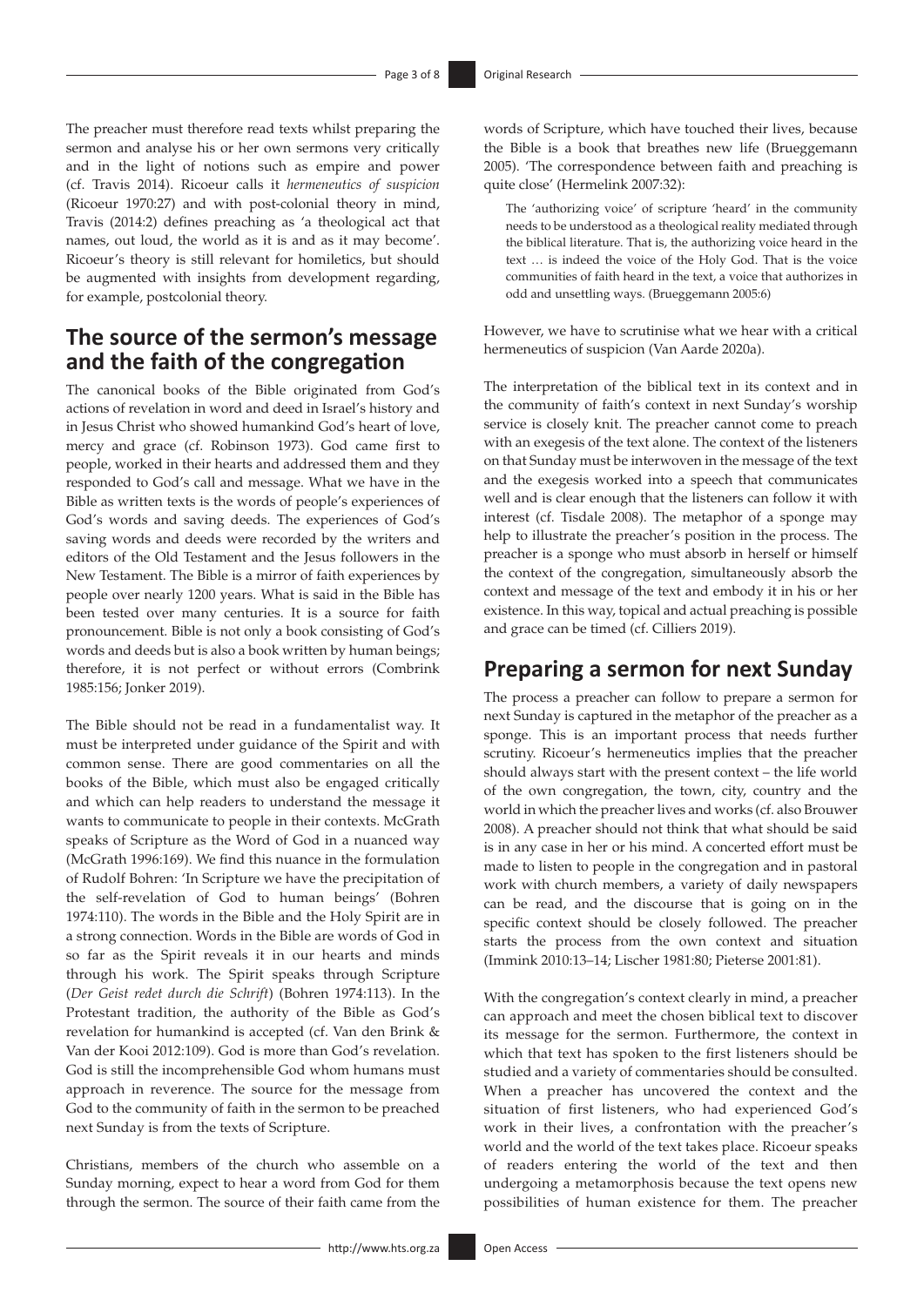The preacher must therefore read texts whilst preparing the sermon and analyse his or her own sermons very critically and in the light of notions such as empire and power (cf. Travis 2014). Ricoeur calls it *hermeneutics of suspicion* (Ricoeur 1970:27) and with post-colonial theory in mind, Travis (2014:2) defines preaching as 'a theological act that names, out loud, the world as it is and as it may become'. Ricoeur's theory is still relevant for homiletics, but should be augmented with insights from development regarding, for example, postcolonial theory.

## The source of the sermon's message and the faith of the congregation

The canonical books of the Bible originated from God's actions of revelation in word and deed in Israel's history and in Jesus Christ who showed humankind God's heart of love, mercy and grace (cf. Robinson 1973). God came first to people, worked in their hearts and addressed them and they responded to God's call and message. What we have in the Bible as written texts is the words of people's experiences of God's words and saving deeds. The experiences of God's saving words and deeds were recorded by the writers and editors of the Old Testament and the Jesus followers in the New Testament. The Bible is a mirror of faith experiences by people over nearly 1200 years. What is said in the Bible has been tested over many centuries. It is a source for faith pronouncement. Bible is not only a book consisting of God's words and deeds but is also a book written by human beings; therefore, it is not perfect or without errors (Combrink 1985:156; Jonker 2019).

The Bible should not be read in a fundamentalist way. It must be interpreted under guidance of the Spirit and with common sense. There are good commentaries on all the books of the Bible, which must also be engaged critically and which can help readers to understand the message it wants to communicate to people in their contexts. McGrath speaks of Scripture as the Word of God in a nuanced way (McGrath 1996:169). We find this nuance in the formulation of Rudolf Bohren: 'In Scripture we have the precipitation of the self-revelation of God to human beings' (Bohren 1974:110). The words in the Bible and the Holy Spirit are in a strong connection. Words in the Bible are words of God in so far as the Spirit reveals it in our hearts and minds through his work. The Spirit speaks through Scripture (*Der Geist redet durch die Schrift*) (Bohren 1974:113). In the Protestant tradition, the authority of the Bible as God's revelation for humankind is accepted (cf. Van den Brink & Van der Kooi 2012:109). God is more than God's revelation. God is still the incomprehensible God whom humans must approach in reverence. The source for the message from God to the community of faith in the sermon to be preached next Sunday is from the texts of Scripture.

Christians, members of the church who assemble on a Sunday morning, expect to hear a word from God for them through the sermon. The source of their faith came from the words of Scripture, which have touched their lives, because the Bible is a book that breathes new life (Brueggemann 2005). 'The correspondence between faith and preaching is quite close' (Hermelink 2007:32):

> The 'authorizing voice' of scripture 'heard' in the community needs to be understood as a theological reality mediated through the biblical literature. That is, the authorizing voice heard in the text … is indeed the voice of the Holy God. That is the voice communities of faith heard in the text, a voice that authorizes in odd and unsettling ways. (Brueggemann 2005:6)

However, we have to scrutinise what we hear with a critical hermeneutics of suspicion (Van Aarde 2020a).

The interpretation of the biblical text in its context and in the community of faith's context in next Sunday's worship service is closely knit. The preacher cannot come to preach with an exegesis of the text alone. The context of the listeners on that Sunday must be interwoven in the message of the text and the exegesis worked into a speech that communicates well and is clear enough that the listeners can follow it with interest (cf. Tisdale 2008). The metaphor of a sponge may help to illustrate the preacher's position in the process. The preacher is a sponge who must absorb in herself or himself the context of the congregation, simultaneously absorb the context and message of the text and embody it in his or her existence. In this way, topical and actual preaching is possible and grace can be timed (cf. Cilliers 2019).

## Preparing a sermon for next Sunday

The process a preacher can follow to prepare a sermon for next Sunday is captured in the metaphor of the preacher as a sponge. This is an important process that needs further scrutiny. Ricoeur's hermeneutics implies that the preacher should always start with the present context – the life world of the own congregation, the town, city, country and the world in which the preacher lives and works (cf. also Brouwer 2008). A preacher should not think that what should be said is in any case in her or his mind. A concerted effort must be made to listen to people in the congregation and in pastoral work with church members, a variety of daily newspapers can be read, and the discourse that is going on in the specific context should be closely followed. The preacher starts the process from the own context and situation (Immink 2010:13–14; Lischer 1981:80; Pieterse 2001:81).

With the congregation's context clearly in mind, a preacher can approach and meet the chosen biblical text to discover its message for the sermon. Furthermore, the context in which that text has spoken to the first listeners should be studied and a variety of commentaries should be consulted. When a preacher has uncovered the context and the situation of first listeners, who had experienced God's work in their lives, a confrontation with the preacher's world and the world of the text takes place. Ricoeur speaks of readers entering the world of the text and then undergoing a metamorphosis because the text opens new possibilities of human existence for them. The preacher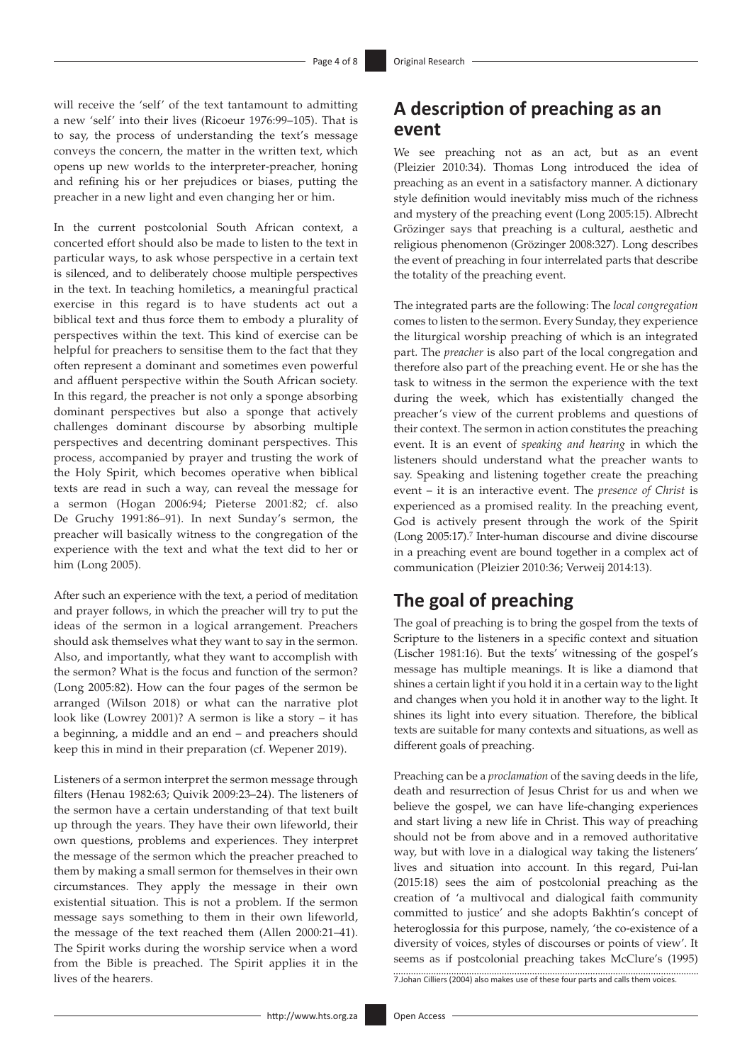will receive the 'self' of the text tantamount to admitting a new 'self' into their lives (Ricoeur 1976:99–105). That is to say, the process of understanding the text's message conveys the concern, the matter in the written text, which opens up new worlds to the interpreter-preacher, honing and refining his or her prejudices or biases, putting the preacher in a new light and even changing her or him.

In the current postcolonial South African context, a concerted effort should also be made to listen to the text in particular ways, to ask whose perspective in a certain text is silenced, and to deliberately choose multiple perspectives in the text. In teaching homiletics, a meaningful practical exercise in this regard is to have students act out a biblical text and thus force them to embody a plurality of perspectives within the text. This kind of exercise can be helpful for preachers to sensitise them to the fact that they often represent a dominant and sometimes even powerful and affluent perspective within the South African society. In this regard, the preacher is not only a sponge absorbing dominant perspectives but also a sponge that actively challenges dominant discourse by absorbing multiple perspectives and decentring dominant perspectives. This process, accompanied by prayer and trusting the work of the Holy Spirit, which becomes operative when biblical texts are read in such a way, can reveal the message for a sermon (Hogan 2006:94; Pieterse 2001:82; cf. also De Gruchy 1991:86–91). In next Sunday's sermon, the preacher will basically witness to the congregation of the experience with the text and what the text did to her or him (Long 2005).

After such an experience with the text, a period of meditation and prayer follows, in which the preacher will try to put the ideas of the sermon in a logical arrangement. Preachers should ask themselves what they want to say in the sermon. Also, and importantly, what they want to accomplish with the sermon? What is the focus and function of the sermon? (Long 2005:82). How can the four pages of the sermon be arranged (Wilson 2018) or what can the narrative plot look like (Lowrey 2001)? A sermon is like a story – it has a beginning, a middle and an end – and preachers should keep this in mind in their preparation (cf. Wepener 2019).

Listeners of a sermon interpret the sermon message through filters (Henau 1982:63; Quivik 2009:23–24). The listeners of the sermon have a certain understanding of that text built up through the years. They have their own lifeworld, their own questions, problems and experiences. They interpret the message of the sermon which the preacher preached to them by making a small sermon for themselves in their own circumstances. They apply the message in their own existential situation. This is not a problem. If the sermon message says something to them in their own lifeworld, the message of the text reached them (Allen 2000:21–41). The Spirit works during the worship service when a word from the Bible is preached. The Spirit applies it in the lives of the hearers.

## A description of preaching as an event

We see preaching not as an act, but as an event (Pleizier 2010:34). Thomas Long introduced the idea of preaching as an event in a satisfactory manner. A dictionary style definition would inevitably miss much of the richness and mystery of the preaching event (Long 2005:15). Albrecht Grözinger says that preaching is a cultural, aesthetic and religious phenomenon (Grözinger 2008:327). Long describes the event of preaching in four interrelated parts that describe the totality of the preaching event.

The integrated parts are the following: The *local congregation* comes to listen to the sermon. Every Sunday, they experience the liturgical worship preaching of which is an integrated part. The *preacher* is also part of the local congregation and therefore also part of the preaching event. He or she has the task to witness in the sermon the experience with the text during the week, which has existentially changed the preacher's view of the current problems and questions of their context. The sermon in action constitutes the preaching event. It is an event of *speaking and hearing* in which the listeners should understand what the preacher wants to say. Speaking and listening together create the preaching event – it is an interactive event. The *presence of Christ* is experienced as a promised reality. In the preaching event, God is actively present through the work of the Spirit (Long 2005:17).[7] Inter-human discourse and divine discourse in a preaching event are bound together in a complex act of communication (Pleizier 2010:36; Verweij 2014:13).

## The goal of preaching

The goal of preaching is to bring the gospel from the texts of Scripture to the listeners in a specific context and situation (Lischer 1981:16). But the texts' witnessing of the gospel's message has multiple meanings. It is like a diamond that shines a certain light if you hold it in a certain way to the light and changes when you hold it in another way to the light. It shines its light into every situation. Therefore, the biblical texts are suitable for many contexts and situations, as well as different goals of preaching.

Preaching can be a *proclamation* of the saving deeds in the life, death and resurrection of Jesus Christ for us and when we believe the gospel, we can have life-changing experiences and start living a new life in Christ. This way of preaching should not be from above and in a removed authoritative way, but with love in a dialogical way taking the listeners' lives and situation into account. In this regard, Pui-lan (2015:18) sees the aim of postcolonial preaching as the creation of 'a multivocal and dialogical faith community committed to justice' and she adopts Bakhtin's concept of heteroglossia for this purpose, namely, 'the co-existence of a diversity of voices, styles of discourses or points of view'. It seems as if postcolonial preaching takes McClure's (1995)

7.Johan Cilliers (2004) also makes use of these four parts and calls them voices.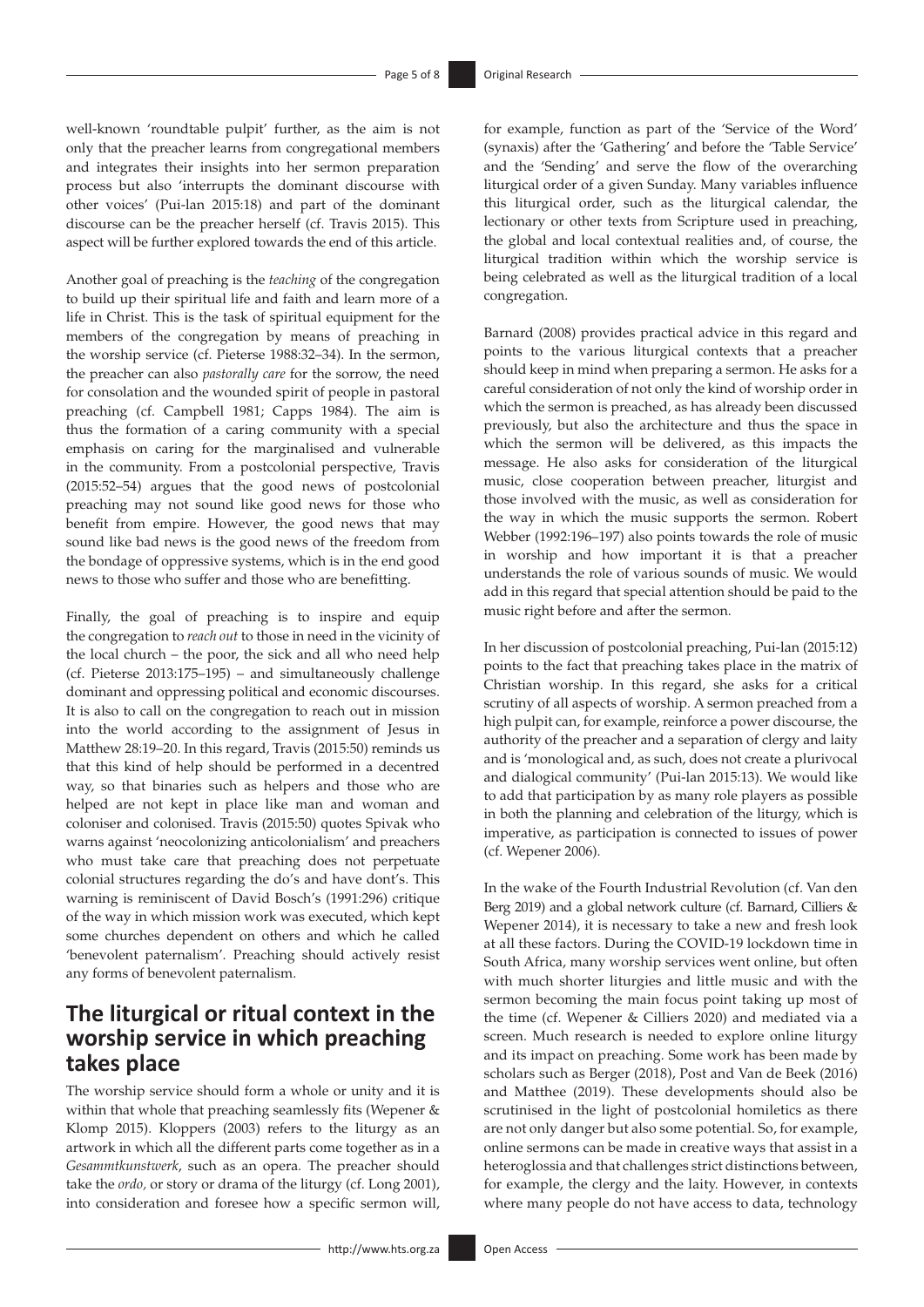well-known 'roundtable pulpit' further, as the aim is not only that the preacher learns from congregational members and integrates their insights into her sermon preparation process but also 'interrupts the dominant discourse with other voices' (Pui-lan 2015:18) and part of the dominant discourse can be the preacher herself (cf. Travis 2015). This aspect will be further explored towards the end of this article.

Another goal of preaching is the *teaching* of the congregation to build up their spiritual life and faith and learn more of a life in Christ. This is the task of spiritual equipment for the members of the congregation by means of preaching in the worship service (cf. Pieterse 1988:32–34). In the sermon, the preacher can also *pastorally care* for the sorrow, the need for consolation and the wounded spirit of people in pastoral preaching (cf. Campbell 1981; Capps 1984). The aim is thus the formation of a caring community with a special emphasis on caring for the marginalised and vulnerable in the community. From a postcolonial perspective, Travis (2015:52–54) argues that the good news of postcolonial preaching may not sound like good news for those who benefit from empire. However, the good news that may sound like bad news is the good news of the freedom from the bondage of oppressive systems, which is in the end good news to those who suffer and those who are benefitting.

Finally, the goal of preaching is to inspire and equip the congregation to *reach out* to those in need in the vicinity of the local church – the poor, the sick and all who need help (cf. Pieterse 2013:175–195) – and simultaneously challenge dominant and oppressing political and economic discourses. It is also to call on the congregation to reach out in mission into the world according to the assignment of Jesus in Matthew 28:19–20. In this regard, Travis (2015:50) reminds us that this kind of help should be performed in a decentred way, so that binaries such as helpers and those who are helped are not kept in place like man and woman and coloniser and colonised. Travis (2015:50) quotes Spivak who warns against 'neocolonizing anticolonialism' and preachers who must take care that preaching does not perpetuate colonial structures regarding the do's and have dont's. This warning is reminiscent of David Bosch's (1991:296) critique of the way in which mission work was executed, which kept some churches dependent on others and which he called 'benevolent paternalism'. Preaching should actively resist any forms of benevolent paternalism.

## The liturgical or ritual context in the worship service in which preaching takes place

The worship service should form a whole or unity and it is within that whole that preaching seamlessly fits (Wepener & Klomp 2015). Kloppers (2003) refers to the liturgy as an artwork in which all the different parts come together as in a *Gesammtkunstwerk*, such as an opera. The preacher should take the *ordo*, or story or drama of the liturgy (cf. Long 2001), into consideration and foresee how a specific sermon will, for example, function as part of the 'Service of the Word' (synaxis) after the 'Gathering' and before the 'Table Service' and the 'Sending' and serve the flow of the overarching liturgical order of a given Sunday. Many variables influence this liturgical order, such as the liturgical calendar, the lectionary or other texts from Scripture used in preaching, the global and local contextual realities and, of course, the liturgical tradition within which the worship service is being celebrated as well as the liturgical tradition of a local congregation.

Barnard (2008) provides practical advice in this regard and points to the various liturgical contexts that a preacher should keep in mind when preparing a sermon. He asks for a careful consideration of not only the kind of worship order in which the sermon is preached, as has already been discussed previously, but also the architecture and thus the space in which the sermon will be delivered, as this impacts the message. He also asks for consideration of the liturgical music, close cooperation between preacher, liturgist and those involved with the music, as well as consideration for the way in which the music supports the sermon. Robert Webber (1992:196–197) also points towards the role of music in worship and how important it is that a preacher understands the role of various sounds of music. We would add in this regard that special attention should be paid to the music right before and after the sermon.

In her discussion of postcolonial preaching, Pui-lan (2015:12) points to the fact that preaching takes place in the matrix of Christian worship. In this regard, she asks for a critical scrutiny of all aspects of worship. A sermon preached from a high pulpit can, for example, reinforce a power discourse, the authority of the preacher and a separation of clergy and laity and is 'monological and, as such, does not create a plurivocal and dialogical community' (Pui-lan 2015:13). We would like to add that participation by as many role players as possible in both the planning and celebration of the liturgy, which is imperative, as participation is connected to issues of power (cf. Wepener 2006).

In the wake of the Fourth Industrial Revolution (cf. Van den Berg 2019) and a global network culture (cf. Barnard, Cilliers & Wepener 2014), it is necessary to take a new and fresh look at all these factors. During the COVID-19 lockdown time in South Africa, many worship services went online, but often with much shorter liturgies and little music and with the sermon becoming the main focus point taking up most of the time (cf. Wepener & Cilliers 2020) and mediated via a screen. Much research is needed to explore online liturgy and its impact on preaching. Some work has been made by scholars such as Berger (2018), Post and Van de Beek (2016) and Matthee (2019). These developments should also be scrutinised in the light of postcolonial homiletics as there are not only danger but also some potential. So, for example, online sermons can be made in creative ways that assist in a heteroglossia and that challenges strict distinctions between, for example, the clergy and the laity. However, in contexts where many people do not have access to data, technology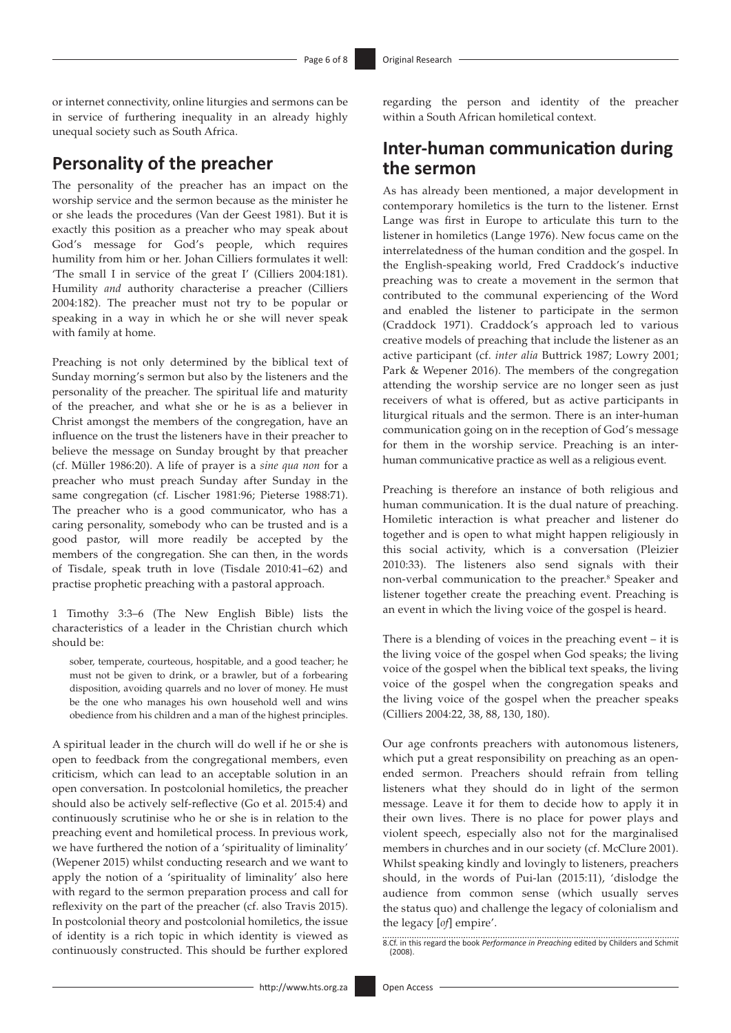or internet connectivity, online liturgies and sermons can be in service of furthering inequality in an already highly unequal society such as South Africa.

## Personality of the preacher

The personality of the preacher has an impact on the worship service and the sermon because as the minister he or she leads the procedures (Van der Geest 1981). But it is exactly this position as a preacher who may speak about God's message for God's people, which requires humility from him or her. Johan Cilliers formulates it well: 'The small I in service of the great I' (Cilliers 2004:181). Humility *and* authority characterise a preacher (Cilliers 2004:182). The preacher must not try to be popular or speaking in a way in which he or she will never speak with family at home.

Preaching is not only determined by the biblical text of Sunday morning's sermon but also by the listeners and the personality of the preacher. The spiritual life and maturity of the preacher, and what she or he is as a believer in Christ amongst the members of the congregation, have an influence on the trust the listeners have in their preacher to believe the message on Sunday brought by that preacher (cf. Müller 1986:20). A life of prayer is a *sine qua non* for a preacher who must preach Sunday after Sunday in the same congregation (cf. Lischer 1981:96; Pieterse 1988:71). The preacher who is a good communicator, who has a caring personality, somebody who can be trusted and is a good pastor, will more readily be accepted by the members of the congregation. She can then, in the words of Tisdale, speak truth in love (Tisdale 2010:41–62) and practise prophetic preaching with a pastoral approach.

1 Timothy 3:3–6 (The New English Bible) lists the characteristics of a leader in the Christian church which should be:

> sober, temperate, courteous, hospitable, and a good teacher; he must not be given to drink, or a brawler, but of a forbearing disposition, avoiding quarrels and no lover of money. He must be the one who manages his own household well and wins obedience from his children and a man of the highest principles.

A spiritual leader in the church will do well if he or she is open to feedback from the congregational members, even criticism, which can lead to an acceptable solution in an open conversation. In postcolonial homiletics, the preacher should also be actively self-reflective (Go et al. 2015:4) and continuously scrutinise who he or she is in relation to the preaching event and homiletical process. In previous work, we have furthered the notion of a 'spirituality of liminality' (Wepener 2015) whilst conducting research and we want to apply the notion of a 'spirituality of liminality' also here with regard to the sermon preparation process and call for reflexivity on the part of the preacher (cf. also Travis 2015). In postcolonial theory and postcolonial homiletics, the issue of identity is a rich topic in which identity is viewed as continuously constructed. This should be further explored regarding the person and identity of the preacher within a South African homiletical context.

## Inter-human communication during the sermon

As has already been mentioned, a major development in contemporary homiletics is the turn to the listener. Ernst Lange was first in Europe to articulate this turn to the listener in homiletics (Lange 1976). New focus came on the interrelatedness of the human condition and the gospel. In the English-speaking world, Fred Craddock's inductive preaching was to create a movement in the sermon that contributed to the communal experiencing of the Word and enabled the listener to participate in the sermon (Craddock 1971). Craddock's approach led to various creative models of preaching that include the listener as an active participant (cf. *inter alia* Buttrick 1987; Lowry 2001; Park & Wepener 2016). The members of the congregation attending the worship service are no longer seen as just receivers of what is offered, but as active participants in liturgical rituals and the sermon. There is an inter-human communication going on in the reception of God's message for them in the worship service. Preaching is an inter-human communicative practice as well as a religious event.

Preaching is therefore an instance of both religious and human communication. It is the dual nature of preaching. Homiletic interaction is what preacher and listener do together and is open to what might happen religiously in this social activity, which is a conversation (Pleizier 2010:33). The listeners also send signals with their non-verbal communication to the preacher.[8] Speaker and listener together create the preaching event. Preaching is an event in which the living voice of the gospel is heard.

There is a blending of voices in the preaching event – it is the living voice of the gospel when God speaks; the living voice of the gospel when the biblical text speaks, the living voice of the gospel when the congregation speaks and the living voice of the gospel when the preacher speaks (Cilliers 2004:22, 38, 88, 130, 180).

Our age confronts preachers with autonomous listeners, which put a great responsibility on preaching as an open-ended sermon. Preachers should refrain from telling listeners what they should do in light of the sermon message. Leave it for them to decide how to apply it in their own lives. There is no place for power plays and violent speech, especially also not for the marginalised members in churches and in our society (cf. McClure 2001). Whilst speaking kindly and lovingly to listeners, preachers should, in the words of Pui-lan (2015:11), 'dislodge the audience from common sense (which usually serves the status quo) and challenge the legacy of colonialism and the legacy [*of*] empire'.

8. Cf. in this regard the book *Performance in Preaching* edited by Childers and Schmit (2008).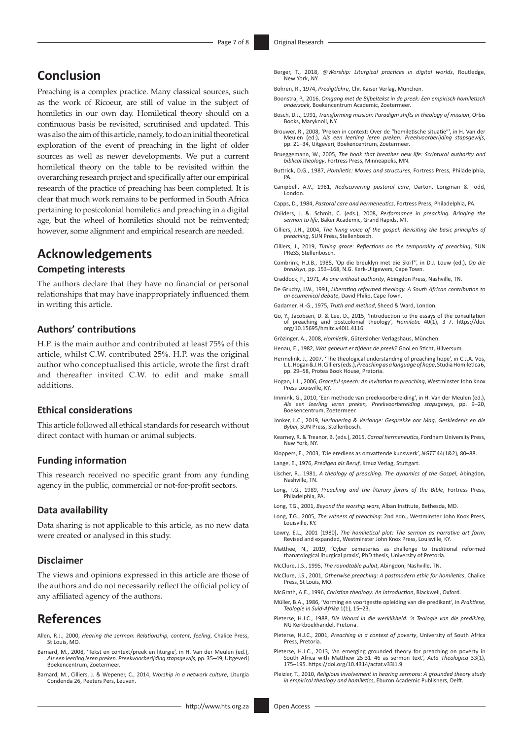## Conclusion

Preaching is a complex practice. Many classical sources, such as the work of Ricoeur, are still of value in the subject of homiletics in our own day. Homiletical theory should on a continuous basis be revisited, scrutinised and updated. This was also the aim of this article, namely, to do an initial theoretical exploration of the event of preaching in the light of older sources as well as newer developments. We put a current homiletical theory on the table to be revisited within the overarching research project and specifically after our empirical research of the practice of preaching has been completed. It is clear that much work remains to be performed in South Africa pertaining to postcolonial homiletics and preaching in a digital age, but the wheel of homiletics should not be reinvented; however, some alignment and empirical research are needed.

## Acknowledgements

### Competing interests

The authors declare that they have no financial or personal relationships that may have inappropriately influenced them in writing this article.

### Authors' contributions

H.P. is the main author and contributed at least 75% of this article, whilst C.W. contributed 25%. H.P. was the original author who conceptualised this article, wrote the first draft and thereafter invited C.W. to edit and make small additions.

### Ethical considerations

This article followed all ethical standards for research without direct contact with human or animal subjects.

### Funding information

This research received no specific grant from any funding agency in the public, commercial or not-for-profit sectors.

### Data availability

Data sharing is not applicable to this article, as no new data were created or analysed in this study.

### Disclaimer

The views and opinions expressed in this article are those of the authors and do not necessarily reflect the official policy of any affiliated agency of the authors.

## References

Allen, R.J., 2000, *Hearing the sermon: Relationship, content, feeling*, Chalice Press, St Louis, MO.

Barnard, M., 2008, 'Tekst en context/preek en liturgie', in H. Van der Meulen (ed.), *Als een leerling leren preken. Preekvoorberijding stapsgewijs*, pp. 35–49, Uitgeverij Boekencentrum, Zoetermeer.

Barnard, M., Cilliers, J. & Wepener, C., 2014, *Worship in a network culture*, Liturgia Condenda 26, Peeters Pers, Leuven.

Berger, T., 2018, *@Worship: Liturgical practices in digital worlds*, Routledge, New York, NY.

Bohren, R., 1974, *Predigtlehre*, Chr. Kaiser Verlag, München.

Boonstra, P., 2016, *Omgang met de Bijbeltekst in de preek: Een empirisch homiletisch onderzoek*, Boekencentrum Academic, Zoetermeer.

Bosch, D.J., 1991, *Transforming mission: Paradigm shifts in theology of mission*, Orbis Books, Maryknoll, NY.

Brouwer, R., 2008, 'Preken in context: Over de "homiletische situatie"', in H. Van der Meulen (ed.), *Als een leerling leren preken: Preekvoorberijding stapsgewijs*, pp. 21–34, Uitgeverij Boekencentrum, Zoetermeer.

Brueggemann, W., 2005, *The book that breathes new life: Scriptural authority and biblical theology*, Fortress Press, Minneapolis, MN.

Buttrick, D.G., 1987, *Homiletic: Moves and structures*, Fortress Press, Philadelphia, PA.

Campbell, A.V., 1981, *Rediscovering pastoral care*, Darton, Longman & Todd, London.

Capps, D., 1984, *Pastoral care and hermeneutics*, Fortress Press, Philadelphia, PA.

Childers, J. & Schmit, C. (eds.), 2008, *Performance in preaching. Bringing the sermon to life*, Baker Academic, Grand Rapids, MI.

Cilliers, J.H., 2004, *The living voice of the gospel: Revisiting the basic principles of preaching*, SUN Press, Stellenbosch.

Cilliers, J., 2019, *Timing grace: Reflections on the temporality of preaching*, SUN PReSS, Stellenbosch.

Combrink, H.J.B., 1985, 'Op die breuklyn met die Skrif'', in D.J. Louw (ed.), *Op die breuklyn*, pp. 153–168, N.G. Kerk-Uitgewers, Cape Town.

Craddock, F., 1971, *As one without authority*, Abingdon Press, Nashville, TN.

De Gruchy, J.W., 1991, *Liberating reformed theology. A South African contribution to an ecumenical debate*, David Philip, Cape Town.

Gadamer, H.-G., 1975, *Truth and method*, Sheed & Ward, London.

Go, Y., Jacobsen, D. & Lee, D., 2015, 'Introduction to the essays of the consultation of preaching and postcolonial theology', *Homiletic* 40(1), 3–7. https://doi.org/10.15695/hmltc.v40i1.4116

Grözinger, A., 2008, *Homiletik*, Gütersloher Verlagshaus, München.

Henau, E., 1982, *Wat gebeurt er tijdens de preek?* Gooi en Sticht, Hilversum.

Hermelink, J., 2007, 'The theological understanding of preaching hope', in C.J.A. Vos, L.L. Hogan & J.H. Cilliers (eds.), *Preaching as a language of hope*, Studia Homiletica 6, pp. 29–58, Protea Book House, Pretoria.

Hogan, L.L., 2006, *Graceful speech: An invitation to preaching*, Westminster John Knox Press Louisville, KY.

Immink, G., 2010, 'Een methode van preekvoorbereiding', in H. Van der Meulen (ed.), *Als een leerling leren preken, Preekvoorbereiding stapsgewys*, pp. 9–20, Boekencentrum, Zoetermeer.

Jonker, L.C., 2019, *Herinnering & Verlange: Gesprekke oor Mag, Geskiedenis en die Bybel*, SUN Press, Stellenbosch.

Kearney, R. & Treanor, B. (eds.), 2015, *Carnal hermeneutics*, Fordham University Press, New York, NY.

Kloppers, E., 2003, 'Die erediens as omvattende kunswerk', *NGTT* 44(1&2), 80–88.

Lange, E., 1976, *Predigen als Beruf*, Kreuz Verlag, Stuttgart.

Lischer, R., 1981, *A theology of preaching. The dynamics of the Gospel*, Abingdon, Nashville, TN.

Long, T.G., 1989, *Preaching and the literary forms of the Bible*, Fortress Press, Philadelphia, PA.

Long, T.G., 2001, *Beyond the worship wars*, Alban Institute, Bethesda, MD.

Long, T.G., 2005, *The witness of preaching*: 2nd edn., Westminster John Knox Press, Louisville, KY.

Lowry, E.L., 2001 [1980], *The homiletical plot: The sermon as narrative art form*, Revised and expanded, Westminster John Knox Press, Louisville, KY.

Matthee, N., 2019, 'Cyber cemeteries as challenge to traditional reformed thanatological liturgical praxis', PhD thesis, University of Pretoria.

McClure, J.S., 1995, *The roundtable pulpit*, Abingdon, Nashville, TN.

McClure, J.S., 2001, *Otherwise preaching: A postmodern ethic for homiletics*, Chalice Press, St Louis, MO.

McGrath, A.E., 1996, *Christian theology: An introduction*, Blackwell, Oxford.

Müller, B.A., 1986, 'Vorming en voortgestte opleiding van die predikant', in *Praktiese, Teologie in Suid-Afrika* 1(1), 15–23.

Pieterse, H.J.C., 1988, *Die Woord in die werklikheid: 'n Teologie van die prediking*, NG Kerkboekhandel, Pretoria.

Pieterse, H.J.C., 2001, *Preaching in a context of poverty*, University of South Africa Press, Pretoria.

Pieterse, H.J.C., 2013, 'An emerging grounded theory for preaching on poverty in South Africa with Matthew 25:31–46 as sermon text', *Acta Theologica* 33(1), 175–195. https://doi.org/10.4314/actat.v33i1.9

Pleizier, T., 2010, *Religious involvement in hearing sermons: A grounded theory study in empirical theology and homiletics*, Eburon Academic Publishers, Delft.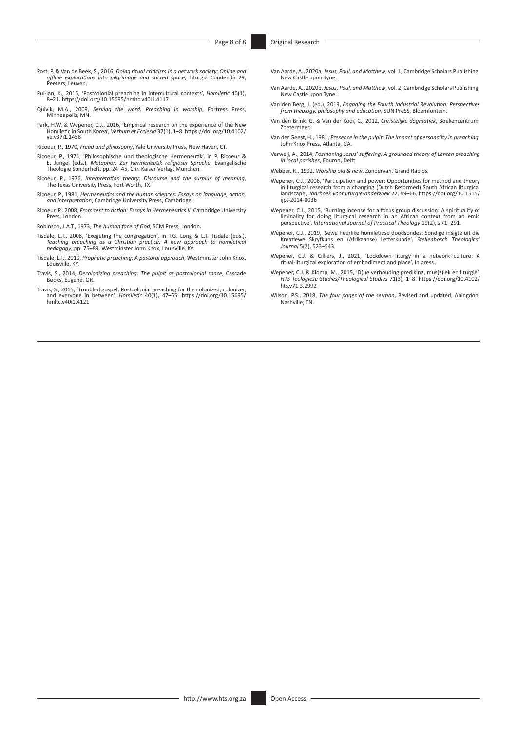Post, P. & Van de Beek, S., 2016, *Doing ritual criticism in a network society: Online and offline explorations into pilgrimage and sacred space*, Liturgia Condenda 29, Peeters, Leuven.

Pui-lan, K., 2015, 'Postcolonial preaching in intercultural contexts', *Homiletic* 40(1), 8–21. https://doi.org/10.15695/hmltc.v40i1.4117

Quivik, M.A., 2009, *Serving the word: Preaching in worship*, Fortress Press, Minneapolis, MN.

Park, H.W. & Wepener, C.J., 2016, 'Empirical research on the experience of the New Homiletic in South Korea', *Verbum et Ecclesia* 37(1), 1–8. https://doi.org/10.4102/ve.v37i1.1458

Ricoeur, P., 1970, *Freud and philosophy*, Yale University Press, New Haven, CT.

Ricoeur, P., 1974, 'Philosophische und theologische Hermeneutik', in P. Ricoeur & E. Jüngel (eds.), *Metapher: Zur Hermeneutik religiöser Sprache*, Evangelische Theologie Sonderheft, pp. 24–45, Chr. Kaiser Verlag, München.

Ricoeur, P., 1976, *Interpretation theory: Discourse and the surplus of meaning*, The Texas University Press, Fort Worth, TX.

Ricoeur, P., 1981, *Hermeneutics and the human sciences: Essays on language, action, and interpretation*, Cambridge University Press, Cambridge.

Ricoeur, P., 2008, *From text to action: Essays in Hermeneutics II*, Cambridge University Press, London.

Robinson, J.A.T., 1973, *The human face of God*, SCM Press, London.

Tisdale, L.T., 2008, 'Exegeting the congregation', in T.G. Long & L.T. Tisdale (eds.), *Teaching preaching as a Christian practice: A new approach to homiletical pedagogy*, pp. 75–89, Westminster John Knox, Louisville, KY.

Tisdale, L.T., 2010, *Prophetic preaching: A pastoral approach*, Westminster John Knox, Louisville, KY.

Travis, S., 2014, *Decolonizing preaching: The pulpit as postcolonial space*, Cascade Books, Eugene, OR.

Travis, S., 2015, 'Troubled gospel: Postcolonial preaching for the colonized, colonizer, and everyone in between', *Homiletic* 40(1), 47–55. https://doi.org/10.15695/hmltc.v40i1.4121

Van Aarde, A., 2020a, *Jesus, Paul, and Matthew*, vol. 1, Cambridge Scholars Publishing, New Castle upon Tyne.

Van Aarde, A., 2020b, *Jesus, Paul, and Matthew*, vol. 2, Cambridge Scholars Publishing, New Castle upon Tyne.

Van den Berg, J. (ed.), 2019, *Engaging the Fourth Industrial Revolution: Perspectives from theology, philosophy and education*, SUN PreSS, Bloemfontein.

Van den Brink, G. & Van der Kooi, C., 2012, *Christelijke dogmatiek*, Boekencentrum, Zoetermeer.

Van der Geest, H., 1981, *Presence in the pulpit: The impact of personality in preaching*, John Knox Press, Atlanta, GA.

Verweij, A., 2014, *Positioning Jesus' suffering: A grounded theory of Lenten preaching in local parishes*, Eburon, Delft.

Webber, R., 1992, *Worship old & new*, Zondervan, Grand Rapids.

Wepener, C.J., 2006, 'Participation and power: Opportunities for method and theory in liturgical research from a changing (Dutch Reformed) South African liturgical landscape', *Jaarboek voor liturgie-onderzoek* 22, 49–66. https://doi.org/10.1515/ijpt-2014-0036

Wepener, C.J., 2015, 'Burning incense for a focus group discussion: A spirituality of liminality for doing liturgical research in an African context from an emic perspective', *International Journal of Practical Theology* 19(2), 271–291.

Wepener, C.J., 2019, 'Sewe heerlike homiletiese doodsondes: Sondige insigte uit die Kreatiewe Skryfkuns en (Afrikaanse) Letterkunde', *Stellenbosch Theological Journal* 5(2), 523–543.

Wepener, C.J. & Cilliers, J., 2021, 'Lockdown liturgy in a network culture: A ritual-liturgical exploration of embodiment and place', In press.

Wepener, C.J. & Klomp, M., 2015, 'D(i)e verhouding prediking, mus(z)iek en liturgie', *HTS Teologiese Studies/Theological Studies* 71(3), 1–8. https://doi.org/10.4102/hts.v71i3.2992

Wilson, P.S., 2018, *The four pages of the sermon*, Revised and updated, Abingdon, Nashville, TN.